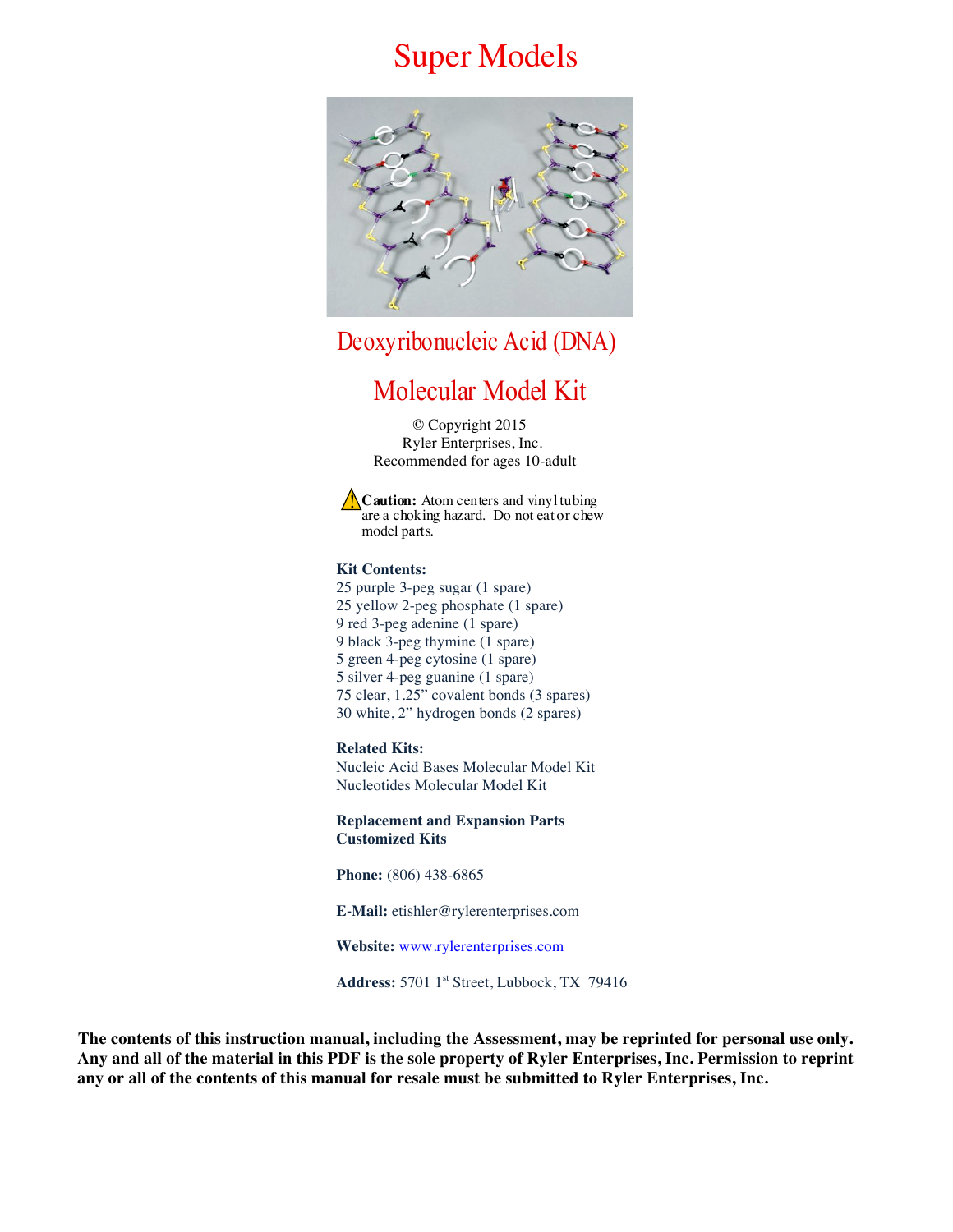# Super Models

## Deoxyribonucleic Acid (DNA)

## Molecular Model Kit

© Copyright 2015
Ryler Enterprises, Inc.
Recommended for ages 10-adult

⚠ **Caution:** Atom centers and vinyl tubing are a choking hazard. Do not eat or chew model parts.

**Kit Contents:**
25 purple 3-peg sugar (1 spare)
25 yellow 2-peg phosphate (1 spare)
9 red 3-peg adenine (1 spare)
9 black 3-peg thymine (1 spare)
5 green 4-peg cytosine (1 spare)
5 silver 4-peg guanine (1 spare)
75 clear, 1.25" covalent bonds (3 spares)
30 white, 2" hydrogen bonds (2 spares)

**Related Kits:**
Nucleic Acid Bases Molecular Model Kit
Nucleotides Molecular Model Kit

**Replacement and Expansion Parts**
**Customized Kits**

**Phone:** (806) 438-6865

**E-Mail:** etishler@rylerenterprises.com

**Website:** www.rylerenterprises.com

**Address:** 5701 1st Street, Lubbock, TX 79416

**The contents of this instruction manual, including the Assessment, may be reprinted for personal use only. Any and all of the material in this PDF is the sole property of Ryler Enterprises, Inc. Permission to reprint any or all of the contents of this manual for resale must be submitted to Ryler Enterprises, Inc.**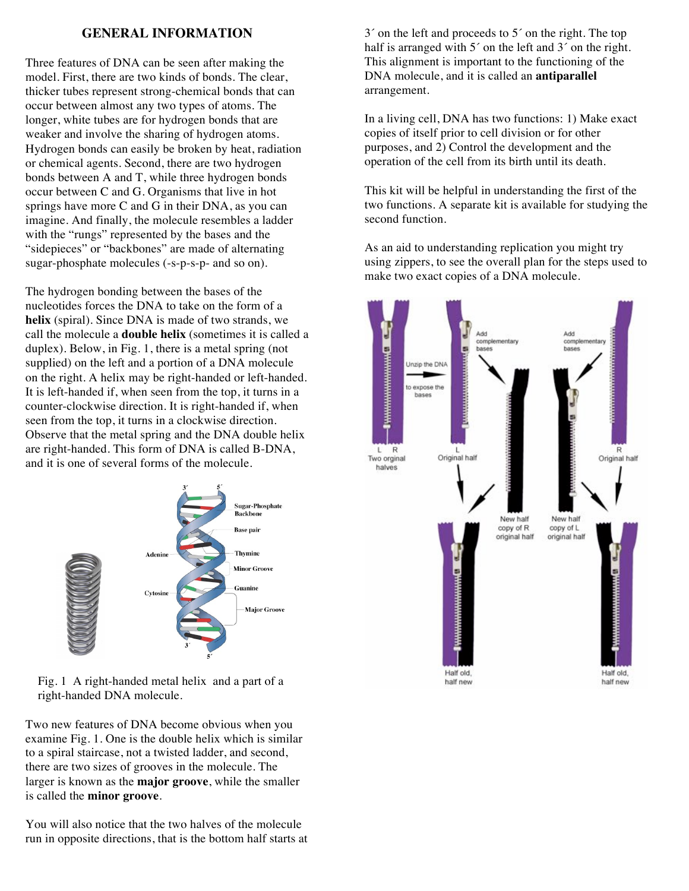## GENERAL INFORMATION

Three features of DNA can be seen after making the model. First, there are two kinds of bonds. The clear, thicker tubes represent strong-chemical bonds that can occur between almost any two types of atoms. The longer, white tubes are for hydrogen bonds that are weaker and involve the sharing of hydrogen atoms. Hydrogen bonds can easily be broken by heat, radiation or chemical agents. Second, there are two hydrogen bonds between A and T, while three hydrogen bonds occur between C and G. Organisms that live in hot springs have more C and G in their DNA, as you can imagine. And finally, the molecule resembles a ladder with the "rungs" represented by the bases and the "sidepieces" or "backbones" are made of alternating sugar-phosphate molecules (-s-p-s-p- and so on).

The hydrogen bonding between the bases of the nucleotides forces the DNA to take on the form of a **helix** (spiral). Since DNA is made of two strands, we call the molecule a **double helix** (sometimes it is called a duplex). Below, in Fig. 1, there is a metal spring (not supplied) on the left and a portion of a DNA molecule on the right. A helix may be right-handed or left-handed. It is left-handed if, when seen from the top, it turns in a counter-clockwise direction. It is right-handed if, when seen from the top, it turns in a clockwise direction. Observe that the metal spring and the DNA double helix are right-handed. This form of DNA is called B-DNA, and it is one of several forms of the molecule.

Fig. 1 A right-handed metal helix and a part of a right-handed DNA molecule.

Two new features of DNA become obvious when you examine Fig. 1. One is the double helix which is similar to a spiral staircase, not a twisted ladder, and second, there are two sizes of grooves in the molecule. The larger is known as the **major groove**, while the smaller is called the **minor groove**.

You will also notice that the two halves of the molecule run in opposite directions, that is the bottom half starts at 3´ on the left and proceeds to 5´ on the right. The top half is arranged with 5´ on the left and 3´ on the right. This alignment is important to the functioning of the DNA molecule, and it is called an **antiparallel** arrangement.

In a living cell, DNA has two functions: 1) Make exact copies of itself prior to cell division or for other purposes, and 2) Control the development and the operation of the cell from its birth until its death.

This kit will be helpful in understanding the first of the two functions. A separate kit is available for studying the second function.

As an aid to understanding replication you might try using zippers, to see the overall plan for the steps used to make two exact copies of a DNA molecule.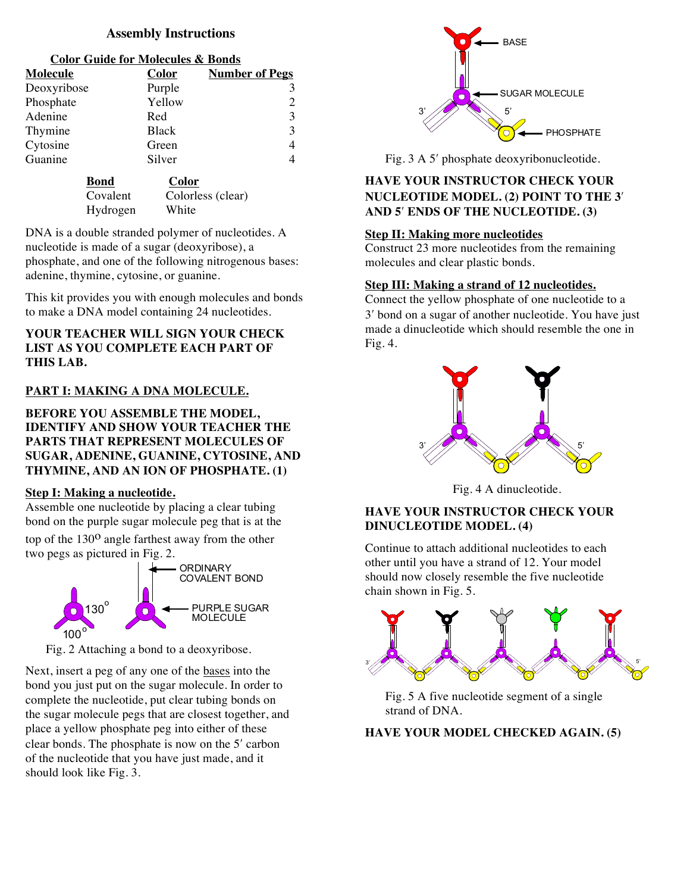### Assembly Instructions

**Color Guide for Molecules & Bonds**

| Molecule | Color | Number of Pegs |
|---|---|---|
| Deoxyribose | Purple | 3 |
| Phosphate | Yellow | 2 |
| Adenine | Red | 3 |
| Thymine | Black | 3 |
| Cytosine | Green | 4 |
| Guanine | Silver | 4 |

| Bond | Color |
|---|---|
| Covalent | Colorless (clear) |
| Hydrogen | White |

DNA is a double stranded polymer of nucleotides. A nucleotide is made of a sugar (deoxyribose), a phosphate, and one of the following nitrogenous bases: adenine, thymine, cytosine, or guanine.

This kit provides you with enough molecules and bonds to make a DNA model containing 24 nucleotides.

**YOUR TEACHER WILL SIGN YOUR CHECK LIST AS YOU COMPLETE EACH PART OF THIS LAB.**

## PART I: MAKING A DNA MOLECULE.

**BEFORE YOU ASSEMBLE THE MODEL, IDENTIFY AND SHOW YOUR TEACHER THE PARTS THAT REPRESENT MOLECULES OF SUGAR, ADENINE, GUANINE, CYTOSINE, AND THYMINE, AND AN ION OF PHOSPHATE. (1)**

### Step I: Making a nucleotide.

Assemble one nucleotide by placing a clear tubing bond on the purple sugar molecule peg that is at the top of the 130$^{o}$ angle farthest away from the other two pegs as pictured in Fig. 2.

Fig. 2 Attaching a bond to a deoxyribose.

Next, insert a peg of any one of the bases into the bond you just put on the sugar molecule. In order to complete the nucleotide, put clear tubing bonds on the sugar molecule pegs that are closest together, and place a yellow phosphate peg into either of these clear bonds. The phosphate is now on the 5′ carbon of the nucleotide that you have just made, and it should look like Fig. 3.

Fig. 3 A 5′ phosphate deoxyribonucleotide.

**HAVE YOUR INSTRUCTOR CHECK YOUR NUCLEOTIDE MODEL. (2) POINT TO THE 3′ AND 5′ ENDS OF THE NUCLEOTIDE. (3)**

### Step II: Making more nucleotides

Construct 23 more nucleotides from the remaining molecules and clear plastic bonds.

### Step III: Making a strand of 12 nucleotides.

Connect the yellow phosphate of one nucleotide to a 3′ bond on a sugar of another nucleotide. You have just made a dinucleotide which should resemble the one in Fig. 4.

Fig. 4 A dinucleotide.

**HAVE YOUR INSTRUCTOR CHECK YOUR DINUCLEOTIDE MODEL. (4)**

Continue to attach additional nucleotides to each other until you have a strand of 12. Your model should now closely resemble the five nucleotide chain shown in Fig. 5.

Fig. 5 A five nucleotide segment of a single strand of DNA.

**HAVE YOUR MODEL CHECKED AGAIN. (5)**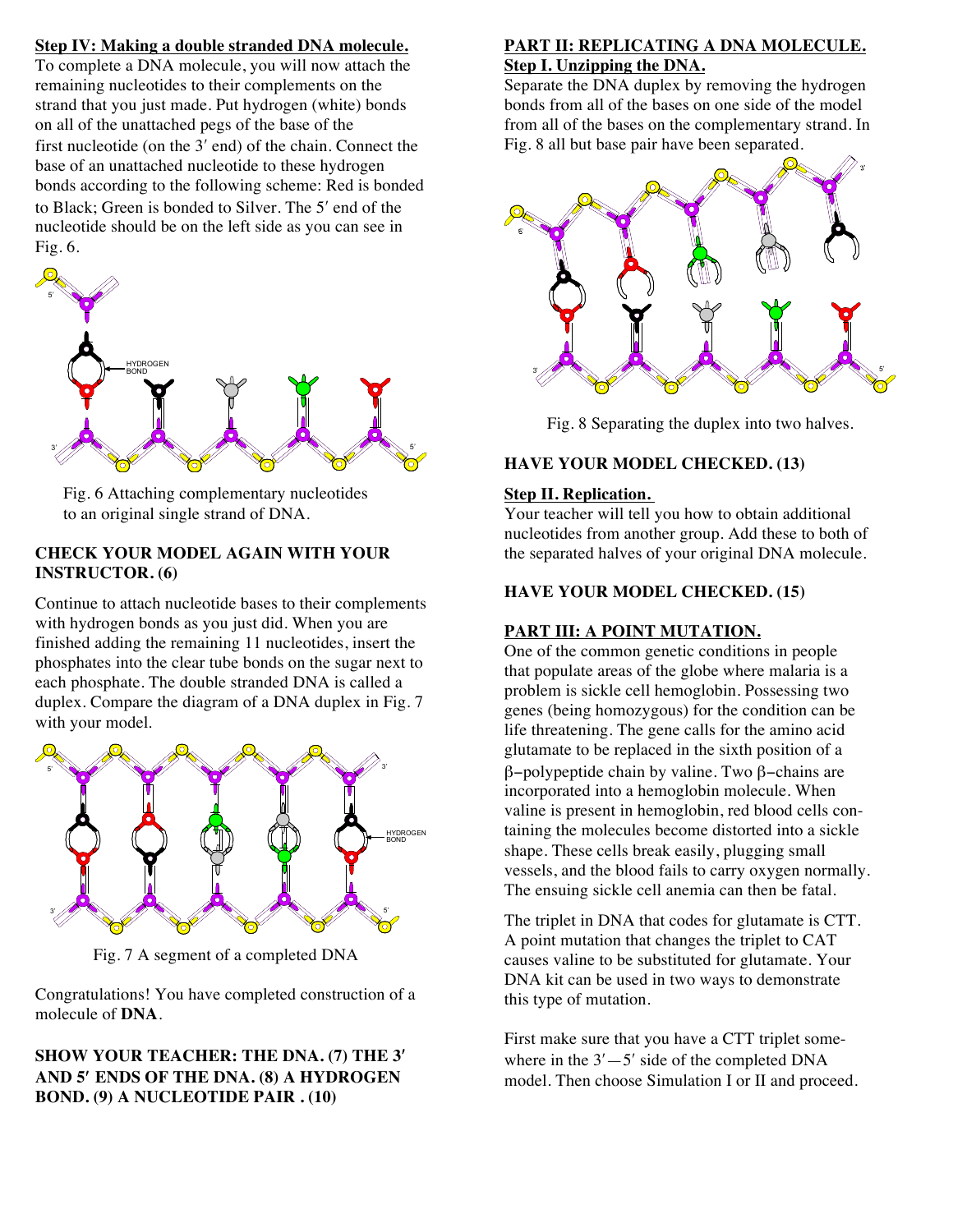**Step IV: Making a double stranded DNA molecule.**

To complete a DNA molecule, you will now attach the remaining nucleotides to their complements on the strand that you just made. Put hydrogen (white) bonds on all of the unattached pegs of the base of the first nucleotide (on the 3′ end) of the chain. Connect the base of an unattached nucleotide to these hydrogen bonds according to the following scheme: Red is bonded to Black; Green is bonded to Silver. The 5′ end of the nucleotide should be on the left side as you can see in Fig. 6.

Fig. 6 Attaching complementary nucleotides to an original single strand of DNA.

**CHECK YOUR MODEL AGAIN WITH YOUR INSTRUCTOR. (6)**

Continue to attach nucleotide bases to their complements with hydrogen bonds as you just did. When you are finished adding the remaining 11 nucleotides, insert the phosphates into the clear tube bonds on the sugar next to each phosphate. The double stranded DNA is called a duplex. Compare the diagram of a DNA duplex in Fig. 7 with your model.

Fig. 7 A segment of a completed DNA

Congratulations! You have completed construction of a molecule of **DNA**.

**SHOW YOUR TEACHER: THE DNA. (7) THE 3′ AND 5′ ENDS OF THE DNA. (8) A HYDROGEN BOND. (9) A NUCLEOTIDE PAIR . (10)**

**PART II: REPLICATING A DNA MOLECULE.**

**Step I. Unzipping the DNA.**

Separate the DNA duplex by removing the hydrogen bonds from all of the bases on one side of the model from all of the bases on the complementary strand. In Fig. 8 all but base pair have been separated.

Fig. 8 Separating the duplex into two halves.

**HAVE YOUR MODEL CHECKED. (13)**

**Step II. Replication.**

Your teacher will tell you how to obtain additional nucleotides from another group. Add these to both of the separated halves of your original DNA molecule.

**HAVE YOUR MODEL CHECKED. (15)**

**PART III: A POINT MUTATION.**

One of the common genetic conditions in people that populate areas of the globe where malaria is a problem is sickle cell hemoglobin. Possessing two genes (being homozygous) for the condition can be life threatening. The gene calls for the amino acid glutamate to be replaced in the sixth position of a β−polypeptide chain by valine. Two β−chains are incorporated into a hemoglobin molecule. When valine is present in hemoglobin, red blood cells containing the molecules become distorted into a sickle shape. These cells break easily, plugging small vessels, and the blood fails to carry oxygen normally. The ensuing sickle cell anemia can then be fatal.

The triplet in DNA that codes for glutamate is CTT. A point mutation that changes the triplet to CAT causes valine to be substituted for glutamate. Your DNA kit can be used in two ways to demonstrate this type of mutation.

First make sure that you have a CTT triplet somewhere in the 3′—5′ side of the completed DNA model. Then choose Simulation I or II and proceed.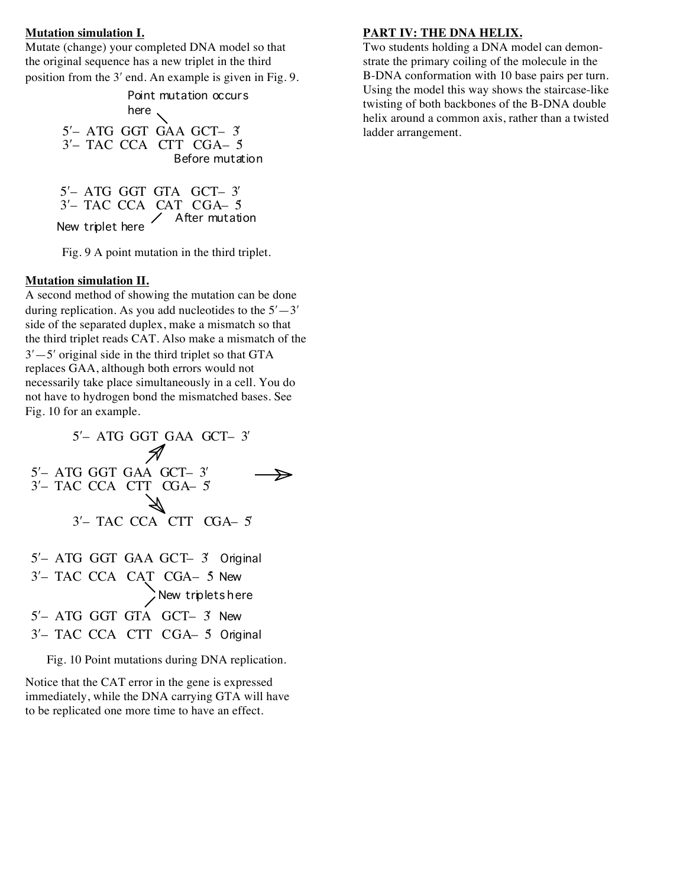**Mutation simulation I.**

Mutate (change) your completed DNA model so that the original sequence has a new triplet in the third position from the 3′ end. An example is given in Fig. 9.

```
              Point mutation occurs
              here \
5′– ATG  GGT  GAA  GCT– 3′
3′– TAC  CCA   CTT  CGA– 5′
                       Before mutation

5′– ATG  GGT  GTA   GCT– 3′
3′– TAC  CCA   CAT  CGA– 5′
New triplet here  /   After mutation
```

Fig. 9 A point mutation in the third triplet.

**Mutation simulation II.**

A second method of showing the mutation can be done during replication. As you add nucleotides to the 5′—3′ side of the separated duplex, make a mismatch so that the third triplet reads CAT. Also make a mismatch of the 3′—5′ original side in the third triplet so that GTA replaces GAA, although both errors would not necessarily take place simultaneously in a cell. You do not have to hydrogen bond the mismatched bases. See Fig. 10 for an example.

```
        5′– ATG  GGT  GAA  GCT– 3′
                   ↗
5′– ATG  GGT  GAA  GCT– 3′            →
3′– TAC  CCA   CTT  CGA– 5′
                   ↘
        3′– TAC  CCA   CTT  CGA– 5′

5′– ATG  GGT  GAA  GCT– 3′  Original
3′– TAC  CCA   CAT  CGA– 5′  New
                  \
                  / New triplets here
5′– ATG  GGT  GTA   GCT– 3′  New
3′– TAC  CCA   CTT  CGA– 5′  Original
```

Fig. 10 Point mutations during DNA replication.

Notice that the CAT error in the gene is expressed immediately, while the DNA carrying GTA will have to be replicated one more time to have an effect.

**PART IV: THE DNA HELIX.**

Two students holding a DNA model can demonstrate the primary coiling of the molecule in the B-DNA conformation with 10 base pairs per turn. Using the model this way shows the staircase-like twisting of both backbones of the B-DNA double helix around a common axis, rather than a twisted ladder arrangement.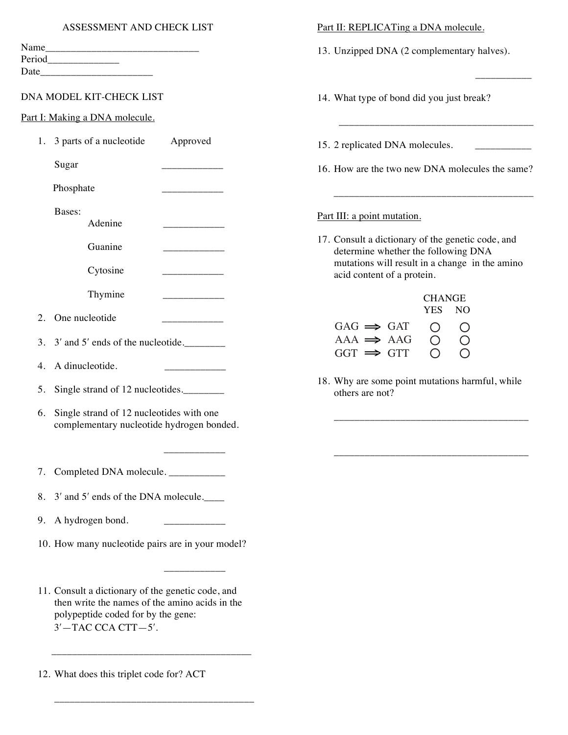ASSESSMENT AND CHECK LIST

Name______________________________
Period_____________
Date______________________

DNA MODEL KIT-CHECK LIST

Part I: Making a DNA molecule.

1. 3 parts of a nucleotide  Approved

   Sugar ____________

   Phosphate ____________

   Bases:
   - Adenine ____________
   - Guanine ____________
   - Cytosine ____________
   - Thymine ____________

2. One nucleotide ____________

3. 3′ and 5′ ends of the nucleotide.________

4. A dinucleotide. ____________

5. Single strand of 12 nucleotides.________

6. Single strand of 12 nucleotides with one complementary nucleotide hydrogen bonded.

   ____________

7. Completed DNA molecule. ___________

8. 3′ and 5′ ends of the DNA molecule.____

9. A hydrogen bond. ____________

10. How many nucleotide pairs are in your model?

    ____________

11. Consult a dictionary of the genetic code, and then write the names of the amino acids in the polypeptide coded for by the gene: 3′—TAC CCA CTT—5′.

    ______________________________________

12. What does this triplet code for? ACT

    ______________________________________

Part II: REPLICATing a DNA molecule.

13. Unzipped DNA (2 complementary halves).

    ___________

14. What type of bond did you just break?

    ______________________________________

15. 2 replicated DNA molecules. ___________

16. How are the two new DNA molecules the same?

    ______________________________________

Part III: a point mutation.

17. Consult a dictionary of the genetic code, and determine whether the following DNA mutations will result in a change in the amino acid content of a protein.

| Mutation | CHANGE YES | CHANGE NO |
|---|---|---|
| GAG ⟹ GAT | ○ | ○ |
| AAA ⟹ AAG | ○ | ○ |
| GGT ⟹ GTT | ○ | ○ |

18. Why are some point mutations harmful, while others are not?

    ______________________________________

    ______________________________________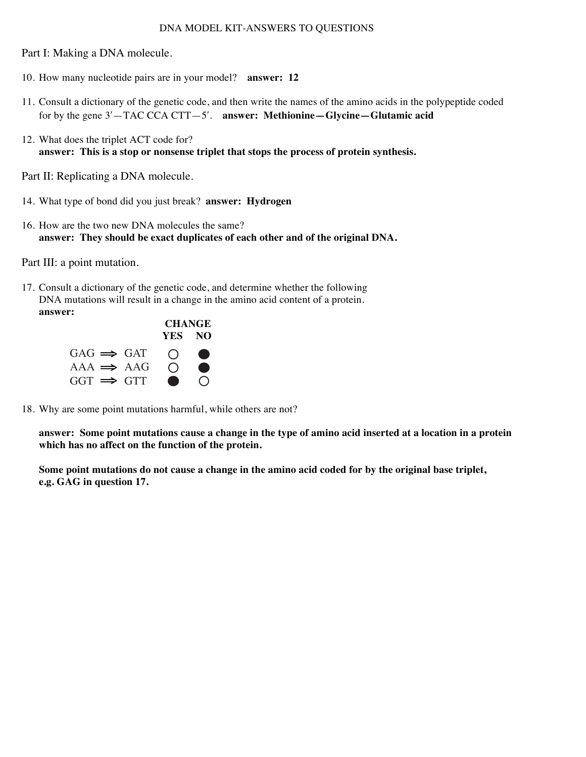# DNA MODEL KIT-ANSWERS TO QUESTIONS

## Part I: Making a DNA molecule.

10. How many nucleotide pairs are in your model? **answer: 12**

11. Consult a dictionary of the genetic code, and then write the names of the amino acids in the polypeptide coded for by the gene 3′—TAC CCA CTT—5′. **answer: Methionine—Glycine—Glutamic acid**

12. What does the triplet ACT code for?
    **answer: This is a stop or nonsense triplet that stops the process of protein synthesis.**

## Part II: Replicating a DNA molecule.

14. What type of bond did you just break? **answer: Hydrogen**

16. How are the two new DNA molecules the same?
    **answer: They should be exact duplicates of each other and of the original DNA.**

## Part III: a point mutation.

17. Consult a dictionary of the genetic code, and determine whether the following DNA mutations will result in a change in the amino acid content of a protein.
    **answer:**

| | **CHANGE YES** | **CHANGE NO** |
|---|---|---|
| GAG ⟹ GAT | ○ | ● |
| AAA ⟹ AAG | ○ | ● |
| GGT ⟹ GTT | ● | ○ |

18. Why are some point mutations harmful, while others are not?

    **answer: Some point mutations cause a change in the type of amino acid inserted at a location in a protein which has no affect on the function of the protein.**

    **Some point mutations do not cause a change in the amino acid coded for by the original base triplet, e.g. GAG in question 17.**